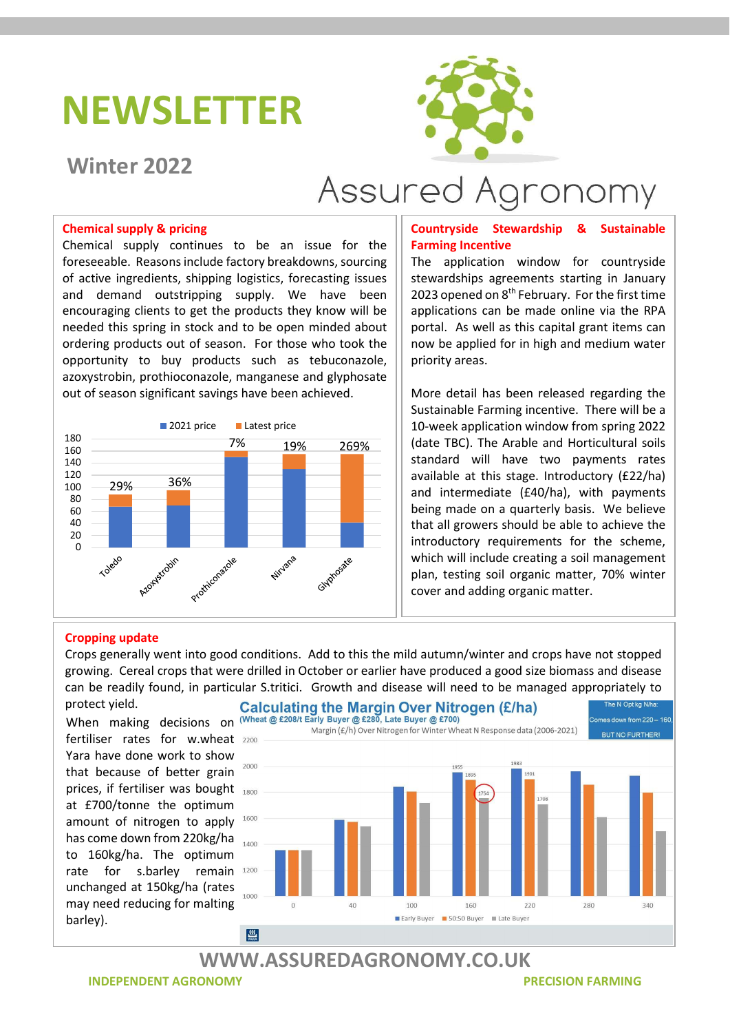# NEWSLETTER

## Winter 2022

Assured Agronomy

### Chemical supply & pricing

Chemical supply continues to be an issue for the foreseeable. Reasons include factory breakdowns, sourcing of active ingredients, shipping logistics, forecasting issues and demand outstripping supply. We have been encouraging clients to get the products they know will be needed this spring in stock and to be open minded about ordering products out of season. For those who took the opportunity to buy products such as tebuconazole, azoxystrobin, prothioconazole, manganese and glyphosate out of season significant savings have been achieved.

| Product | Price increase (2021 price → Latest price) |
|---|---|
| Toledo | 29% |
| Azoxystrobin | 36% |
| Prothioconazole | 7% |
| Nirvana | 19% |
| Glyphosate | 269% |

### Countryside Stewardship & Sustainable Farming Incentive

The application window for countryside stewardships agreements starting in January 2023 opened on 8th February. For the first time applications can be made online via the RPA portal. As well as this capital grant items can now be applied for in high and medium water priority areas.

More detail has been released regarding the Sustainable Farming incentive. There will be a 10-week application window from spring 2022 (date TBC). The Arable and Horticultural soils standard will have two payments rates available at this stage. Introductory (£22/ha) and intermediate (£40/ha), with payments being made on a quarterly basis. We believe that all growers should be able to achieve the introductory requirements for the scheme, which will include creating a soil management plan, testing soil organic matter, 70% winter cover and adding organic matter.

### Cropping update

Crops generally went into good conditions. Add to this the mild autumn/winter and crops have not stopped growing. Cereal crops that were drilled in October or earlier have produced a good size biomass and disease can be readily found, in particular S.tritici. Growth and disease will need to be managed appropriately to protect yield.

When making decisions on fertiliser rates for w.wheat Yara have done work to show that because of better grain prices, if fertiliser was bought at £700/tonne the optimum amount of nitrogen to apply has come down from 220kg/ha to 160kg/ha. The optimum rate for s.barley remain unchanged at 150kg/ha (rates may need reducing for malting barley).

**Calculating the Margin Over Nitrogen (£/ha)**
(Wheat @ £208/t Early Buyer @ £280, Late Buyer @ £700)

Margin (£/h) Over Nitrogen for Winter Wheat N Response data (2006-2021)

The N Opt kg N/ha: Comes down from 220 – 160, BUT NO FURTHER!

WWW.ASSUREDAGRONOMY.CO.UK

INDEPENDENT AGRONOMY — PRECISION FARMING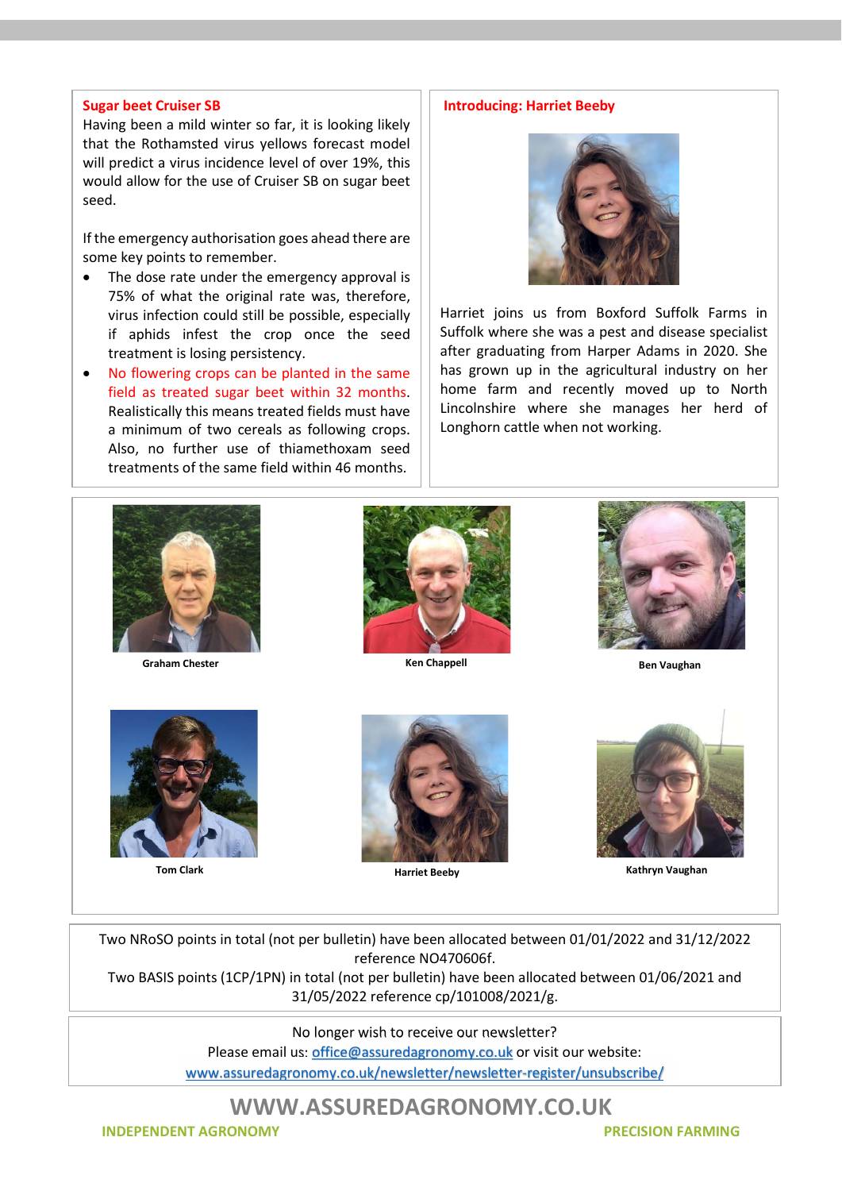## Sugar beet Cruiser SB

Having been a mild winter so far, it is looking likely that the Rothamsted virus yellows forecast model will predict a virus incidence level of over 19%, this would allow for the use of Cruiser SB on sugar beet seed.

If the emergency authorisation goes ahead there are some key points to remember.

- The dose rate under the emergency approval is 75% of what the original rate was, therefore, virus infection could still be possible, especially if aphids infest the crop once the seed treatment is losing persistency.
- No flowering crops can be planted in the same field as treated sugar beet within 32 months. Realistically this means treated fields must have a minimum of two cereals as following crops. Also, no further use of thiamethoxam seed treatments of the same field within 46 months.

## Introducing: Harriet Beeby

Harriet joins us from Boxford Suffolk Farms in Suffolk where she was a pest and disease specialist after graduating from Harper Adams in 2020. She has grown up in the agricultural industry on her home farm and recently moved up to North Lincolnshire where she manages her herd of Longhorn cattle when not working.

**Graham Chester**

**Ken Chappell**

**Ben Vaughan**

**Tom Clark**

**Harriet Beeby**

**Kathryn Vaughan**

Two NRoSO points in total (not per bulletin) have been allocated between 01/01/2022 and 31/12/2022 reference NO470606f.
Two BASIS points (1CP/1PN) in total (not per bulletin) have been allocated between 01/06/2021 and 31/05/2022 reference cp/101008/2021/g.

No longer wish to receive our newsletter?
Please email us: office@assuredagronomy.co.uk or visit our website:
www.assuredagronomy.co.uk/newsletter/newsletter-register/unsubscribe/

**WWW.ASSUREDAGRONOMY.CO.UK**

INDEPENDENT AGRONOMY — PRECISION FARMING